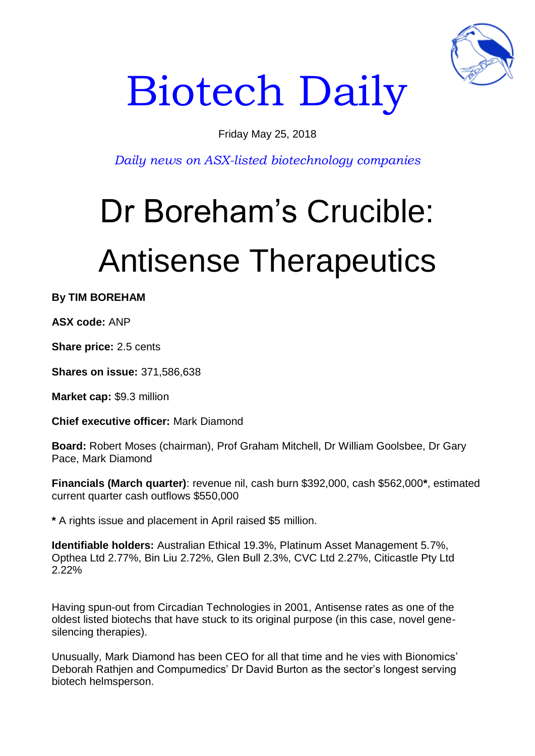# Biotech Daily

Friday May 25, 2018

*Daily news on ASX-listed biotechnology companies*

# Dr Boreham's Crucible: Antisense Therapeutics

**By TIM BOREHAM**

**ASX code:** ANP

**Share price:** 2.5 cents

**Shares on issue:** 371,586,638

**Market cap:** $9.3 million

**Chief executive officer:** Mark Diamond

**Board:** Robert Moses (chairman), Prof Graham Mitchell, Dr William Goolsbee, Dr Gary Pace, Mark Diamond

**Financials (March quarter)**: revenue nil, cash burn $392,000, cash $562,000**\***, estimated current quarter cash outflows $550,000

**\*** A rights issue and placement in April raised $5 million.

**Identifiable holders:** Australian Ethical 19.3%, Platinum Asset Management 5.7%, Opthea Ltd 2.77%, Bin Liu 2.72%, Glen Bull 2.3%, CVC Ltd 2.27%, Citicastle Pty Ltd 2.22%

Having spun-out from Circadian Technologies in 2001, Antisense rates as one of the oldest listed biotechs that have stuck to its original purpose (in this case, novel gene-silencing therapies).

Unusually, Mark Diamond has been CEO for all that time and he vies with Bionomics' Deborah Rathjen and Compumedics' Dr David Burton as the sector's longest serving biotech helmsperson.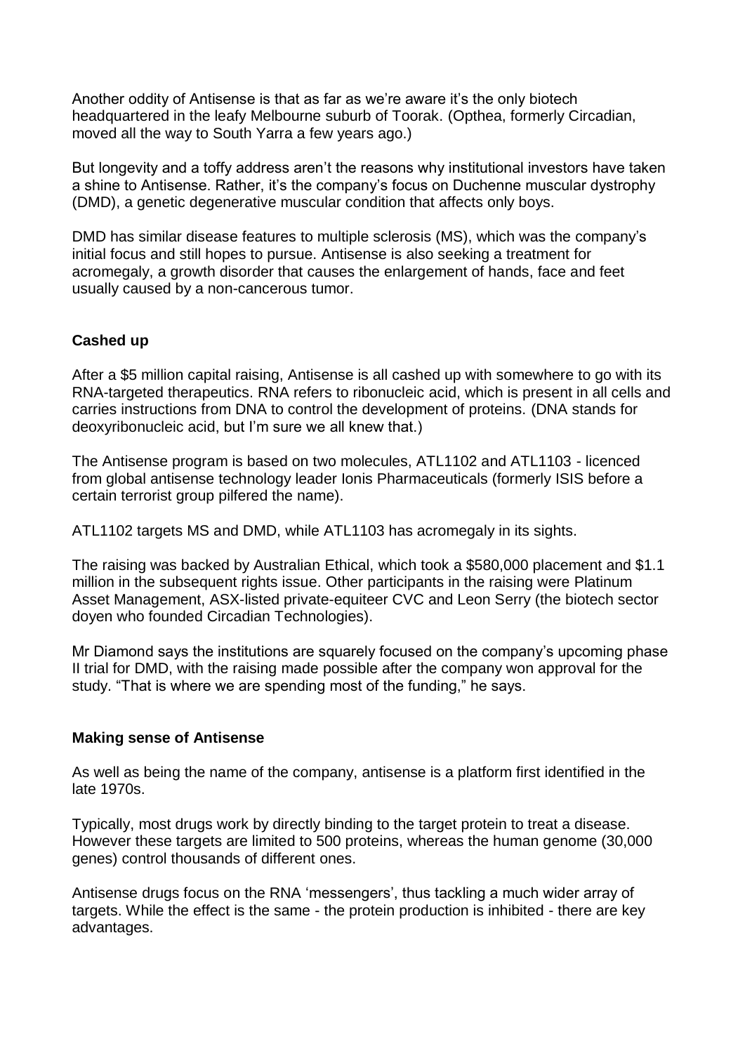Another oddity of Antisense is that as far as we're aware it's the only biotech headquartered in the leafy Melbourne suburb of Toorak. (Opthea, formerly Circadian, moved all the way to South Yarra a few years ago.)

But longevity and a toffy address aren't the reasons why institutional investors have taken a shine to Antisense. Rather, it's the company's focus on Duchenne muscular dystrophy (DMD), a genetic degenerative muscular condition that affects only boys.

DMD has similar disease features to multiple sclerosis (MS), which was the company's initial focus and still hopes to pursue. Antisense is also seeking a treatment for acromegaly, a growth disorder that causes the enlargement of hands, face and feet usually caused by a non-cancerous tumor.

**Cashed up**

After a $5 million capital raising, Antisense is all cashed up with somewhere to go with its RNA-targeted therapeutics. RNA refers to ribonucleic acid, which is present in all cells and carries instructions from DNA to control the development of proteins. (DNA stands for deoxyribonucleic acid, but I'm sure we all knew that.)

The Antisense program is based on two molecules, ATL1102 and ATL1103 - licenced from global antisense technology leader Ionis Pharmaceuticals (formerly ISIS before a certain terrorist group pilfered the name).

ATL1102 targets MS and DMD, while ATL1103 has acromegaly in its sights.

The raising was backed by Australian Ethical, which took a $580,000 placement and $1.1 million in the subsequent rights issue. Other participants in the raising were Platinum Asset Management, ASX-listed private-equiteer CVC and Leon Serry (the biotech sector doyen who founded Circadian Technologies).

Mr Diamond says the institutions are squarely focused on the company's upcoming phase II trial for DMD, with the raising made possible after the company won approval for the study. "That is where we are spending most of the funding," he says.

**Making sense of Antisense**

As well as being the name of the company, antisense is a platform first identified in the late 1970s.

Typically, most drugs work by directly binding to the target protein to treat a disease. However these targets are limited to 500 proteins, whereas the human genome (30,000 genes) control thousands of different ones.

Antisense drugs focus on the RNA 'messengers', thus tackling a much wider array of targets. While the effect is the same - the protein production is inhibited - there are key advantages.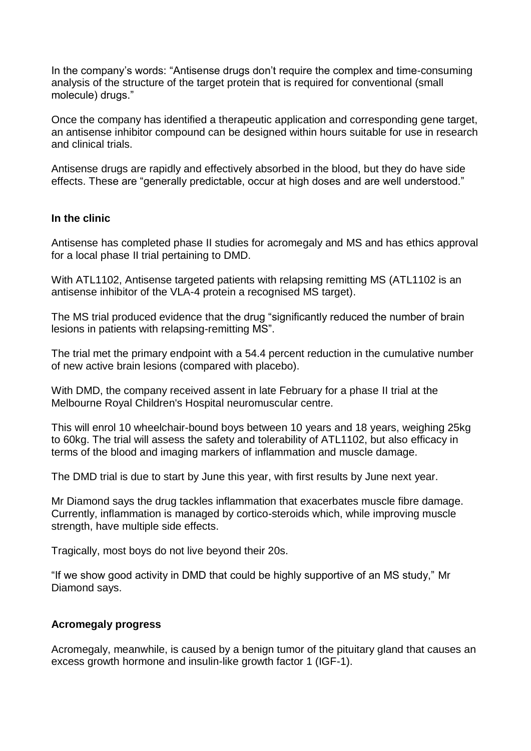In the company's words: "Antisense drugs don't require the complex and time-consuming analysis of the structure of the target protein that is required for conventional (small molecule) drugs."

Once the company has identified a therapeutic application and corresponding gene target, an antisense inhibitor compound can be designed within hours suitable for use in research and clinical trials.

Antisense drugs are rapidly and effectively absorbed in the blood, but they do have side effects. These are "generally predictable, occur at high doses and are well understood."

**In the clinic**

Antisense has completed phase II studies for acromegaly and MS and has ethics approval for a local phase II trial pertaining to DMD.

With ATL1102, Antisense targeted patients with relapsing remitting MS (ATL1102 is an antisense inhibitor of the VLA-4 protein a recognised MS target).

The MS trial produced evidence that the drug "significantly reduced the number of brain lesions in patients with relapsing-remitting MS".

The trial met the primary endpoint with a 54.4 percent reduction in the cumulative number of new active brain lesions (compared with placebo).

With DMD, the company received assent in late February for a phase II trial at the Melbourne Royal Children's Hospital neuromuscular centre.

This will enrol 10 wheelchair-bound boys between 10 years and 18 years, weighing 25kg to 60kg. The trial will assess the safety and tolerability of ATL1102, but also efficacy in terms of the blood and imaging markers of inflammation and muscle damage.

The DMD trial is due to start by June this year, with first results by June next year.

Mr Diamond says the drug tackles inflammation that exacerbates muscle fibre damage. Currently, inflammation is managed by cortico-steroids which, while improving muscle strength, have multiple side effects.

Tragically, most boys do not live beyond their 20s.

"If we show good activity in DMD that could be highly supportive of an MS study," Mr Diamond says.

**Acromegaly progress**

Acromegaly, meanwhile, is caused by a benign tumor of the pituitary gland that causes an excess growth hormone and insulin-like growth factor 1 (IGF-1).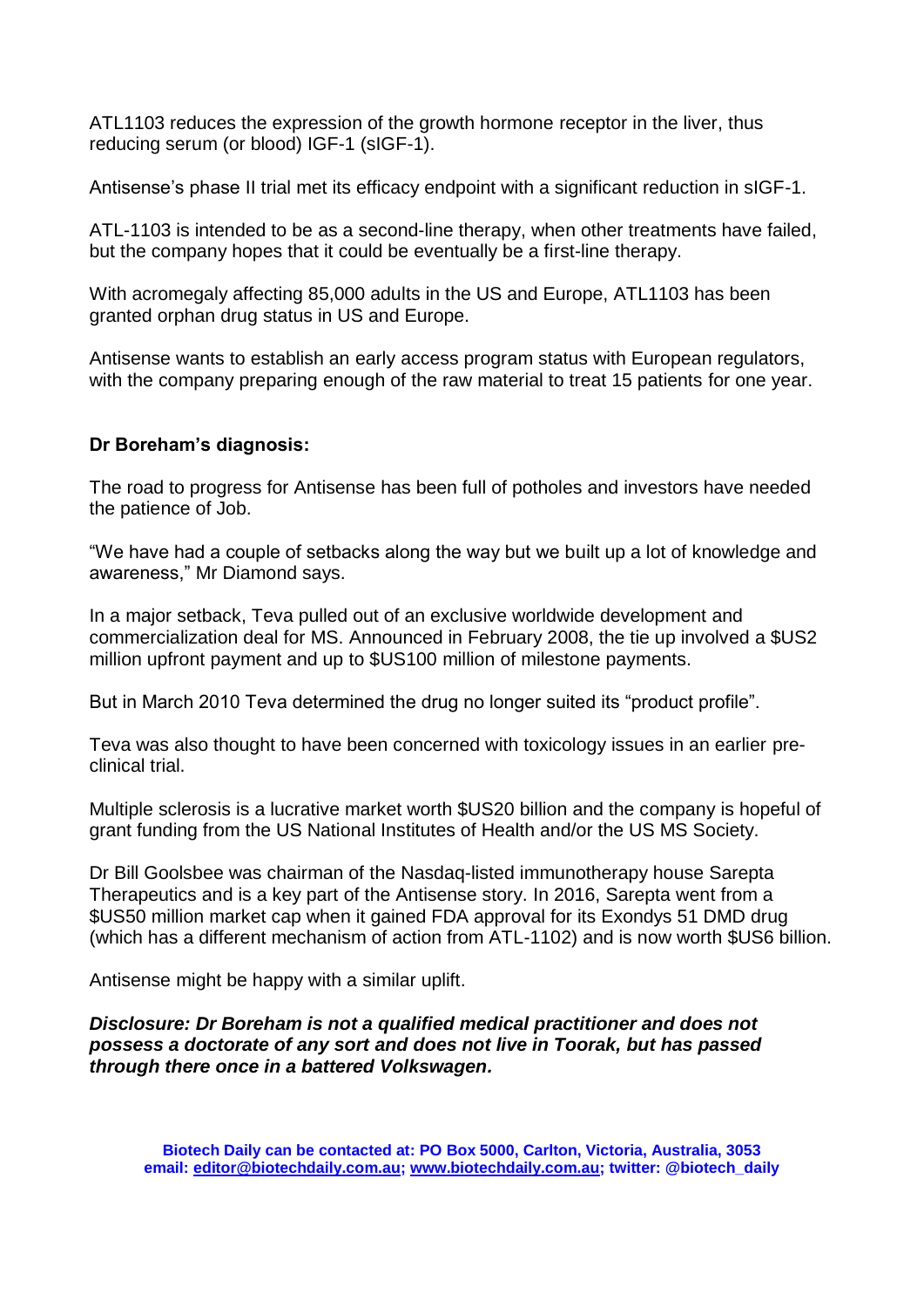ATL1103 reduces the expression of the growth hormone receptor in the liver, thus reducing serum (or blood) IGF-1 (sIGF-1).

Antisense's phase II trial met its efficacy endpoint with a significant reduction in sIGF-1.

ATL-1103 is intended to be as a second-line therapy, when other treatments have failed, but the company hopes that it could be eventually be a first-line therapy.

With acromegaly affecting 85,000 adults in the US and Europe, ATL1103 has been granted orphan drug status in US and Europe.

Antisense wants to establish an early access program status with European regulators, with the company preparing enough of the raw material to treat 15 patients for one year.

**Dr Boreham's diagnosis:**

The road to progress for Antisense has been full of potholes and investors have needed the patience of Job.

"We have had a couple of setbacks along the way but we built up a lot of knowledge and awareness," Mr Diamond says.

In a major setback, Teva pulled out of an exclusive worldwide development and commercialization deal for MS. Announced in February 2008, the tie up involved a $US2 million upfront payment and up to $US100 million of milestone payments.

But in March 2010 Teva determined the drug no longer suited its "product profile".

Teva was also thought to have been concerned with toxicology issues in an earlier pre-clinical trial.

Multiple sclerosis is a lucrative market worth $US20 billion and the company is hopeful of grant funding from the US National Institutes of Health and/or the US MS Society.

Dr Bill Goolsbee was chairman of the Nasdaq-listed immunotherapy house Sarepta Therapeutics and is a key part of the Antisense story. In 2016, Sarepta went from a $US50 million market cap when it gained FDA approval for its Exondys 51 DMD drug (which has a different mechanism of action from ATL-1102) and is now worth $US6 billion.

Antisense might be happy with a similar uplift.

***Disclosure: Dr Boreham is not a qualified medical practitioner and does not possess a doctorate of any sort and does not live in Toorak, but has passed through there once in a battered Volkswagen.***

**Biotech Daily can be contacted at: PO Box 5000, Carlton, Victoria, Australia, 3053**
**email: editor@biotechdaily.com.au; www.biotechdaily.com.au; twitter: @biotech_daily**